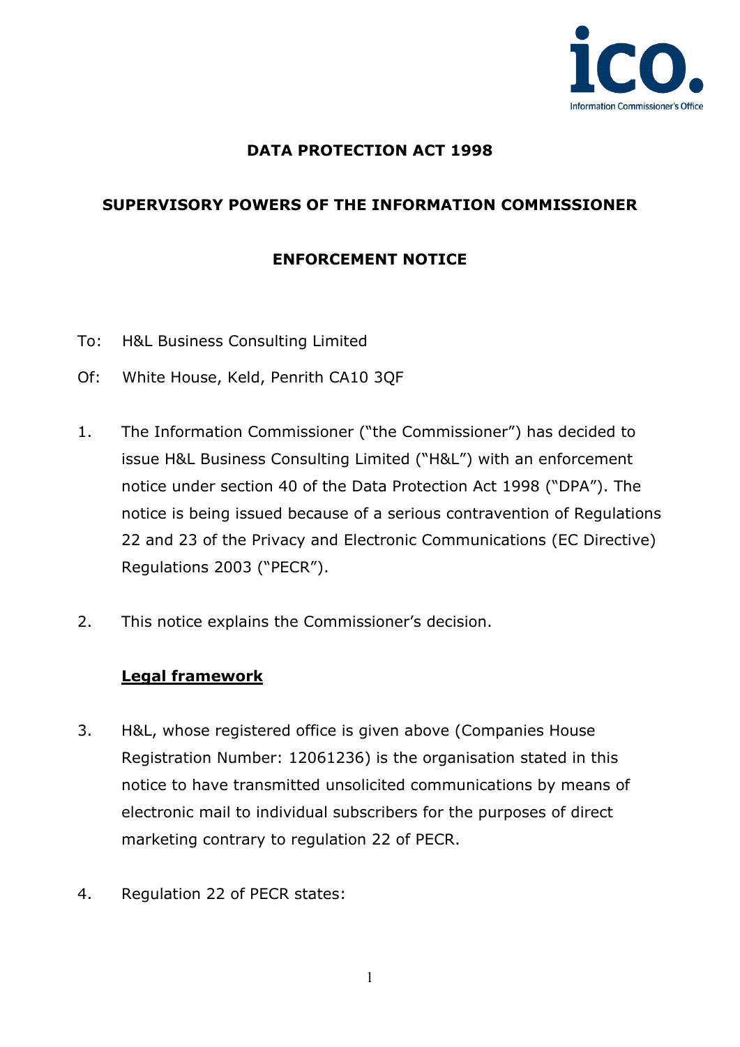**DATA PROTECTION ACT 1998**

**SUPERVISORY POWERS OF THE INFORMATION COMMISSIONER**

**ENFORCEMENT NOTICE**

To: H&L Business Consulting Limited

Of: White House, Keld, Penrith CA10 3QF

1. The Information Commissioner ("the Commissioner") has decided to issue H&L Business Consulting Limited ("H&L") with an enforcement notice under section 40 of the Data Protection Act 1998 ("DPA"). The notice is being issued because of a serious contravention of Regulations 22 and 23 of the Privacy and Electronic Communications (EC Directive) Regulations 2003 ("PECR").

2. This notice explains the Commissioner's decision.

**Legal framework**

3. H&L, whose registered office is given above (Companies House Registration Number: 12061236) is the organisation stated in this notice to have transmitted unsolicited communications by means of electronic mail to individual subscribers for the purposes of direct marketing contrary to regulation 22 of PECR.

4. Regulation 22 of PECR states: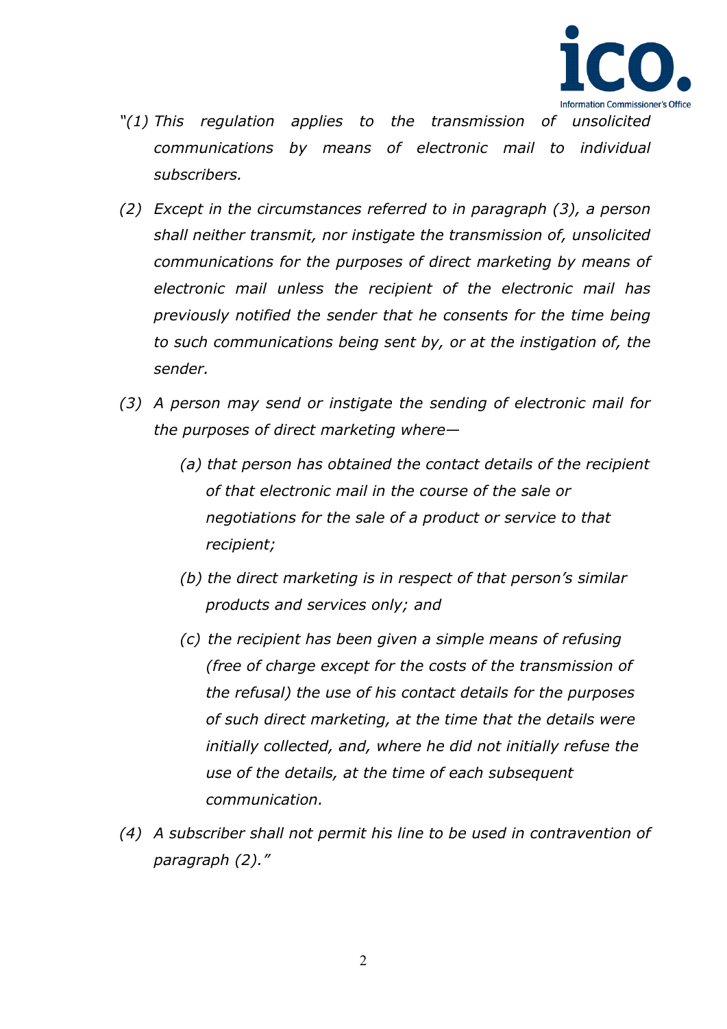*"(1) This regulation applies to the transmission of unsolicited communications by means of electronic mail to individual subscribers.*

*(2) Except in the circumstances referred to in paragraph (3), a person shall neither transmit, nor instigate the transmission of, unsolicited communications for the purposes of direct marketing by means of electronic mail unless the recipient of the electronic mail has previously notified the sender that he consents for the time being to such communications being sent by, or at the instigation of, the sender.*

*(3) A person may send or instigate the sending of electronic mail for the purposes of direct marketing where—*

> *(a) that person has obtained the contact details of the recipient of that electronic mail in the course of the sale or negotiations for the sale of a product or service to that recipient;*
>
> *(b) the direct marketing is in respect of that person's similar products and services only; and*
>
> *(c) the recipient has been given a simple means of refusing (free of charge except for the costs of the transmission of the refusal) the use of his contact details for the purposes of such direct marketing, at the time that the details were initially collected, and, where he did not initially refuse the use of the details, at the time of each subsequent communication.*

*(4) A subscriber shall not permit his line to be used in contravention of paragraph (2)."*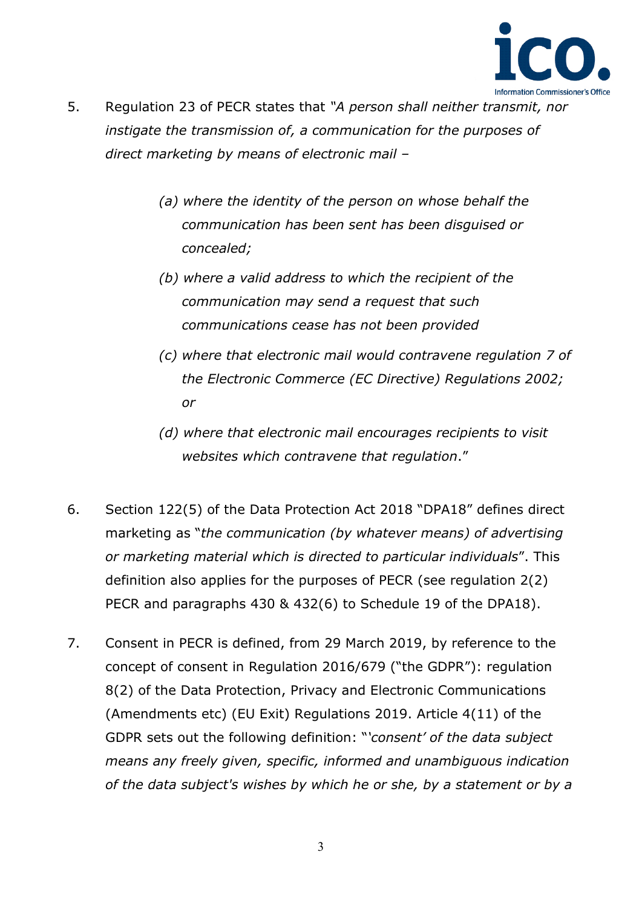5. Regulation 23 of PECR states that *"A person shall neither transmit, nor instigate the transmission of, a communication for the purposes of direct marketing by means of electronic mail –*

    *(a) where the identity of the person on whose behalf the communication has been sent has been disguised or concealed;*

    *(b) where a valid address to which the recipient of the communication may send a request that such communications cease has not been provided*

    *(c) where that electronic mail would contravene regulation 7 of the Electronic Commerce (EC Directive) Regulations 2002; or*

    *(d) where that electronic mail encourages recipients to visit websites which contravene that regulation*."

6. Section 122(5) of the Data Protection Act 2018 "DPA18" defines direct marketing as "*the communication (by whatever means) of advertising or marketing material which is directed to particular individuals*". This definition also applies for the purposes of PECR (see regulation 2(2) PECR and paragraphs 430 & 432(6) to Schedule 19 of the DPA18).

7. Consent in PECR is defined, from 29 March 2019, by reference to the concept of consent in Regulation 2016/679 ("the GDPR"): regulation 8(2) of the Data Protection, Privacy and Electronic Communications (Amendments etc) (EU Exit) Regulations 2019. Article 4(11) of the GDPR sets out the following definition: "*'consent' of the data subject means any freely given, specific, informed and unambiguous indication of the data subject's wishes by which he or she, by a statement or by a*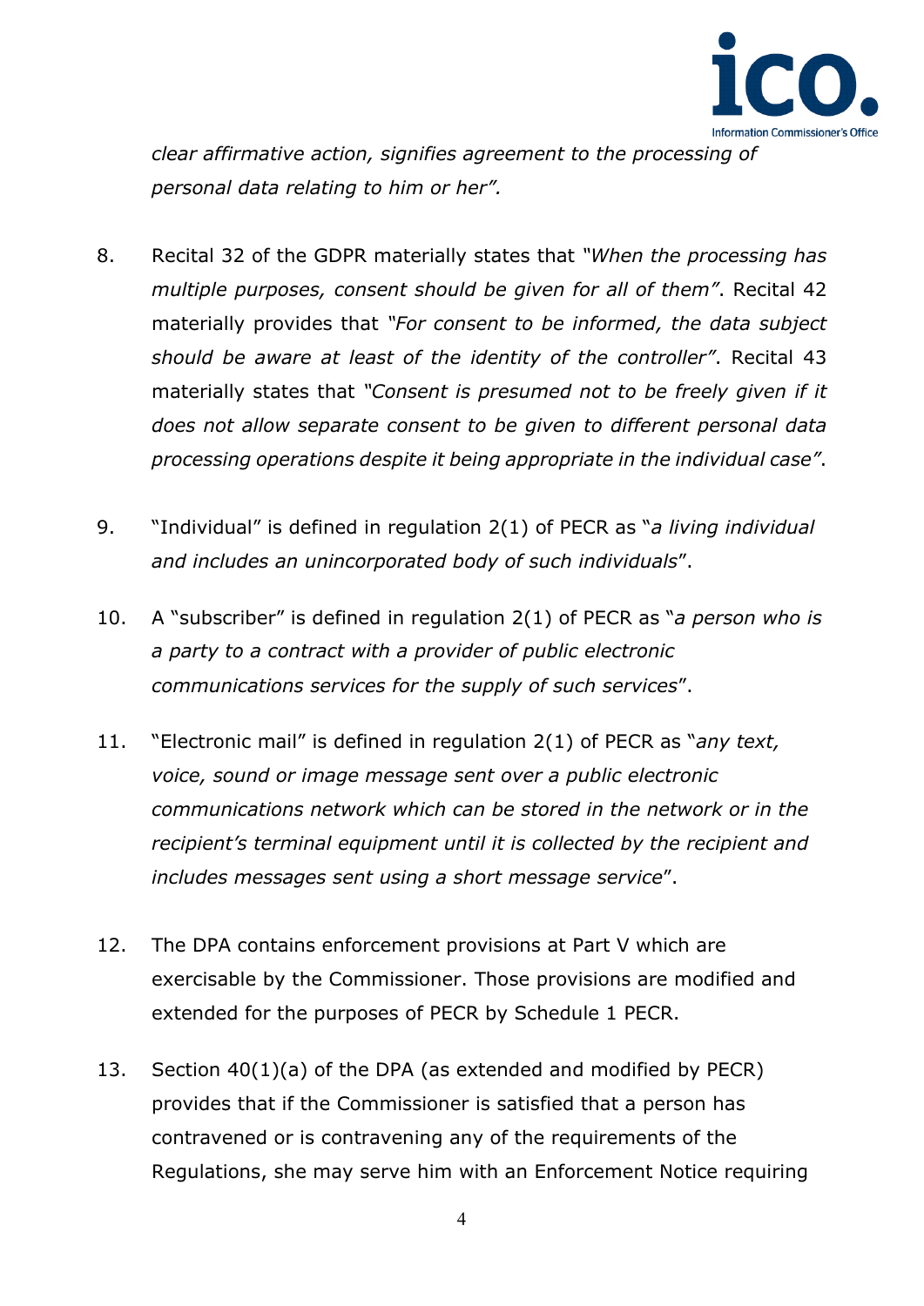*clear affirmative action, signifies agreement to the processing of personal data relating to him or her".*

8. Recital 32 of the GDPR materially states that *"When the processing has multiple purposes, consent should be given for all of them"*. Recital 42 materially provides that *"For consent to be informed, the data subject should be aware at least of the identity of the controller"*. Recital 43 materially states that *"Consent is presumed not to be freely given if it does not allow separate consent to be given to different personal data processing operations despite it being appropriate in the individual case"*.

9. "Individual" is defined in regulation 2(1) of PECR as "*a living individual and includes an unincorporated body of such individuals*".

10. A "subscriber" is defined in regulation 2(1) of PECR as "*a person who is a party to a contract with a provider of public electronic communications services for the supply of such services*".

11. "Electronic mail" is defined in regulation 2(1) of PECR as "*any text, voice, sound or image message sent over a public electronic communications network which can be stored in the network or in the recipient's terminal equipment until it is collected by the recipient and includes messages sent using a short message service*".

12. The DPA contains enforcement provisions at Part V which are exercisable by the Commissioner. Those provisions are modified and extended for the purposes of PECR by Schedule 1 PECR.

13. Section 40(1)(a) of the DPA (as extended and modified by PECR) provides that if the Commissioner is satisfied that a person has contravened or is contravening any of the requirements of the Regulations, she may serve him with an Enforcement Notice requiring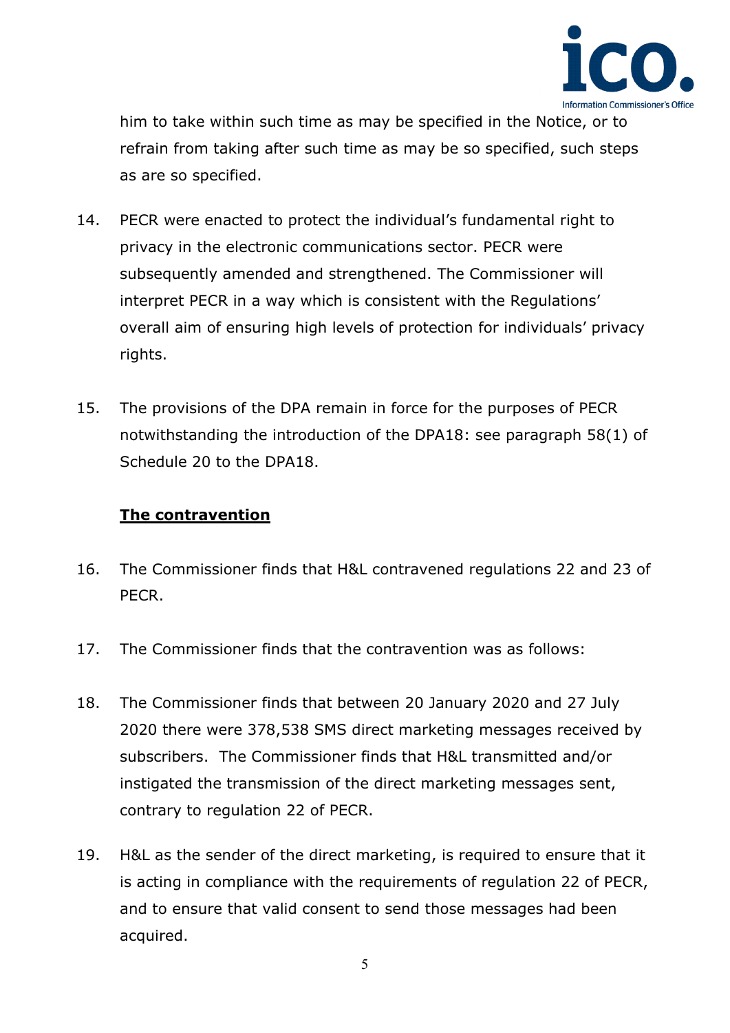him to take within such time as may be specified in the Notice, or to refrain from taking after such time as may be so specified, such steps as are so specified.

14. PECR were enacted to protect the individual's fundamental right to privacy in the electronic communications sector. PECR were subsequently amended and strengthened. The Commissioner will interpret PECR in a way which is consistent with the Regulations' overall aim of ensuring high levels of protection for individuals' privacy rights.

15. The provisions of the DPA remain in force for the purposes of PECR notwithstanding the introduction of the DPA18: see paragraph 58(1) of Schedule 20 to the DPA18.

## The contravention

16. The Commissioner finds that H&L contravened regulations 22 and 23 of PECR.

17. The Commissioner finds that the contravention was as follows:

18. The Commissioner finds that between 20 January 2020 and 27 July 2020 there were 378,538 SMS direct marketing messages received by subscribers. The Commissioner finds that H&L transmitted and/or instigated the transmission of the direct marketing messages sent, contrary to regulation 22 of PECR.

19. H&L as the sender of the direct marketing, is required to ensure that it is acting in compliance with the requirements of regulation 22 of PECR, and to ensure that valid consent to send those messages had been acquired.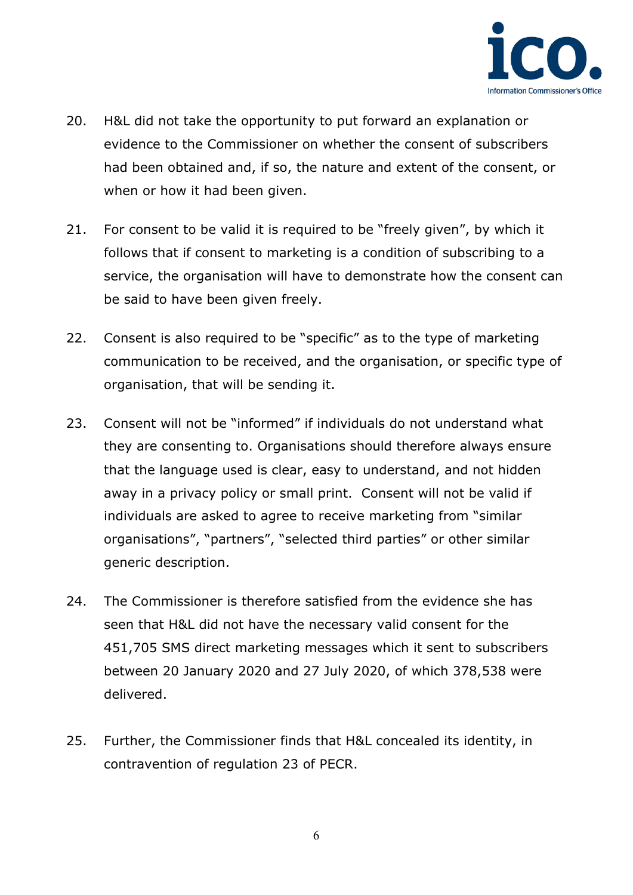20. H&L did not take the opportunity to put forward an explanation or evidence to the Commissioner on whether the consent of subscribers had been obtained and, if so, the nature and extent of the consent, or when or how it had been given.

21. For consent to be valid it is required to be "freely given", by which it follows that if consent to marketing is a condition of subscribing to a service, the organisation will have to demonstrate how the consent can be said to have been given freely.

22. Consent is also required to be "specific" as to the type of marketing communication to be received, and the organisation, or specific type of organisation, that will be sending it.

23. Consent will not be "informed" if individuals do not understand what they are consenting to. Organisations should therefore always ensure that the language used is clear, easy to understand, and not hidden away in a privacy policy or small print. Consent will not be valid if individuals are asked to agree to receive marketing from "similar organisations", "partners", "selected third parties" or other similar generic description.

24. The Commissioner is therefore satisfied from the evidence she has seen that H&L did not have the necessary valid consent for the 451,705 SMS direct marketing messages which it sent to subscribers between 20 January 2020 and 27 July 2020, of which 378,538 were delivered.

25. Further, the Commissioner finds that H&L concealed its identity, in contravention of regulation 23 of PECR.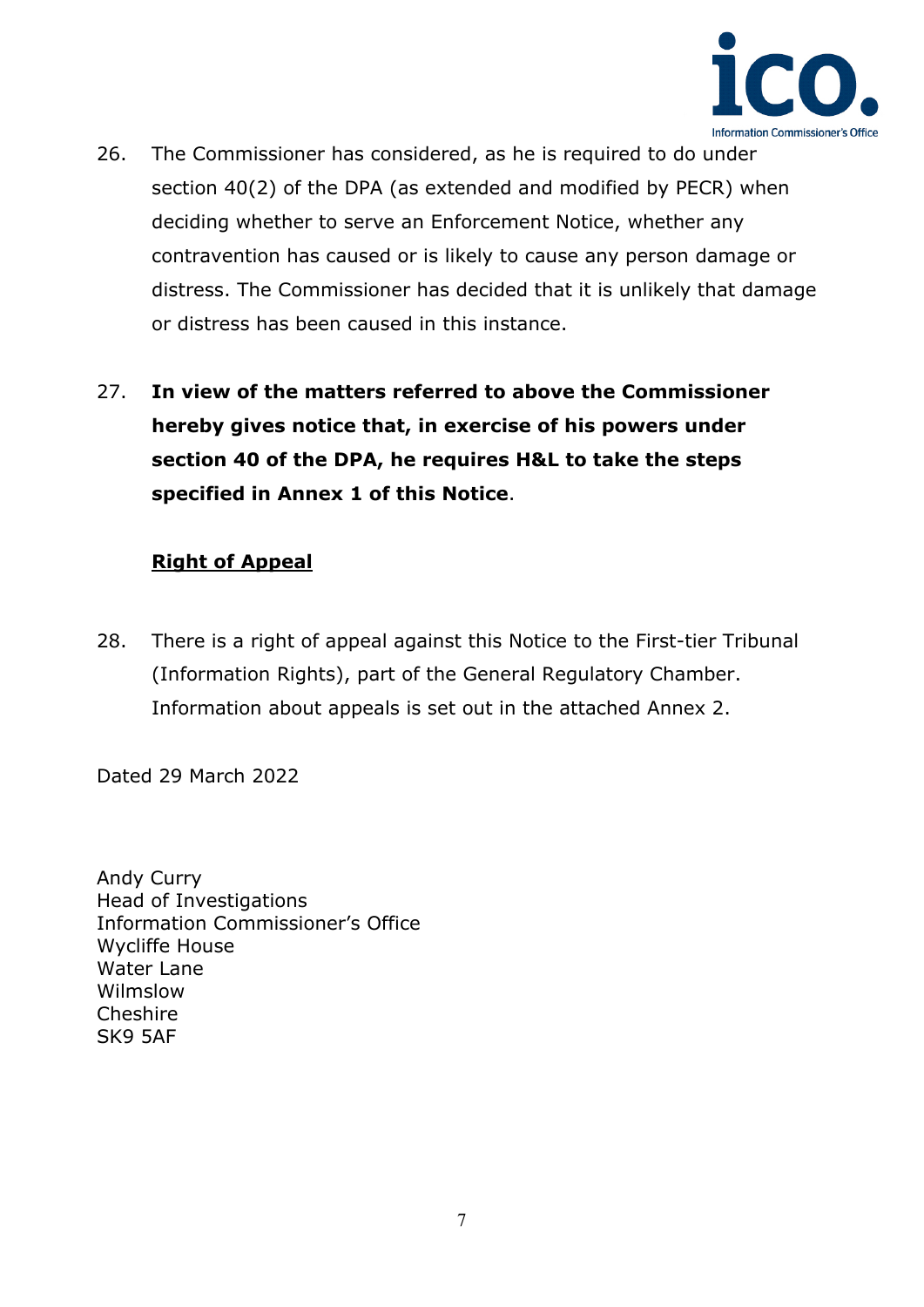26. The Commissioner has considered, as he is required to do under section 40(2) of the DPA (as extended and modified by PECR) when deciding whether to serve an Enforcement Notice, whether any contravention has caused or is likely to cause any person damage or distress. The Commissioner has decided that it is unlikely that damage or distress has been caused in this instance.

27. **In view of the matters referred to above the Commissioner hereby gives notice that, in exercise of his powers under section 40 of the DPA, he requires H&L to take the steps specified in Annex 1 of this Notice**.

**Right of Appeal**

28. There is a right of appeal against this Notice to the First-tier Tribunal (Information Rights), part of the General Regulatory Chamber. Information about appeals is set out in the attached Annex 2.

Dated 29 March 2022

Andy Curry
Head of Investigations
Information Commissioner's Office
Wycliffe House
Water Lane
Wilmslow
Cheshire
SK9 5AF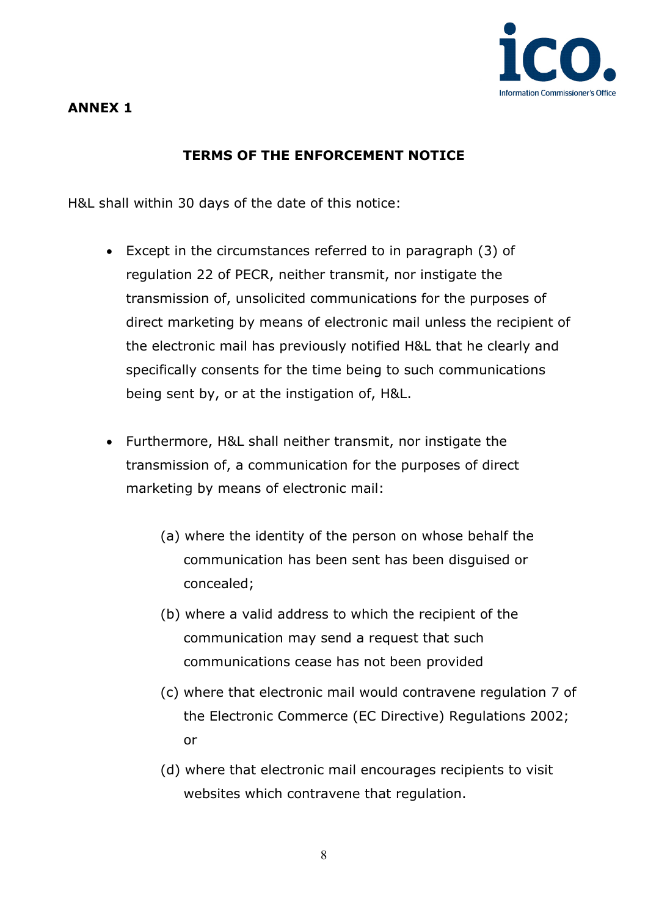**ANNEX 1**

**TERMS OF THE ENFORCEMENT NOTICE**

H&L shall within 30 days of the date of this notice:

- Except in the circumstances referred to in paragraph (3) of regulation 22 of PECR, neither transmit, nor instigate the transmission of, unsolicited communications for the purposes of direct marketing by means of electronic mail unless the recipient of the electronic mail has previously notified H&L that he clearly and specifically consents for the time being to such communications being sent by, or at the instigation of, H&L.

- Furthermore, H&L shall neither transmit, nor instigate the transmission of, a communication for the purposes of direct marketing by means of electronic mail:

    (a) where the identity of the person on whose behalf the communication has been sent has been disguised or concealed;

    (b) where a valid address to which the recipient of the communication may send a request that such communications cease has not been provided

    (c) where that electronic mail would contravene regulation 7 of the Electronic Commerce (EC Directive) Regulations 2002; or

    (d) where that electronic mail encourages recipients to visit websites which contravene that regulation.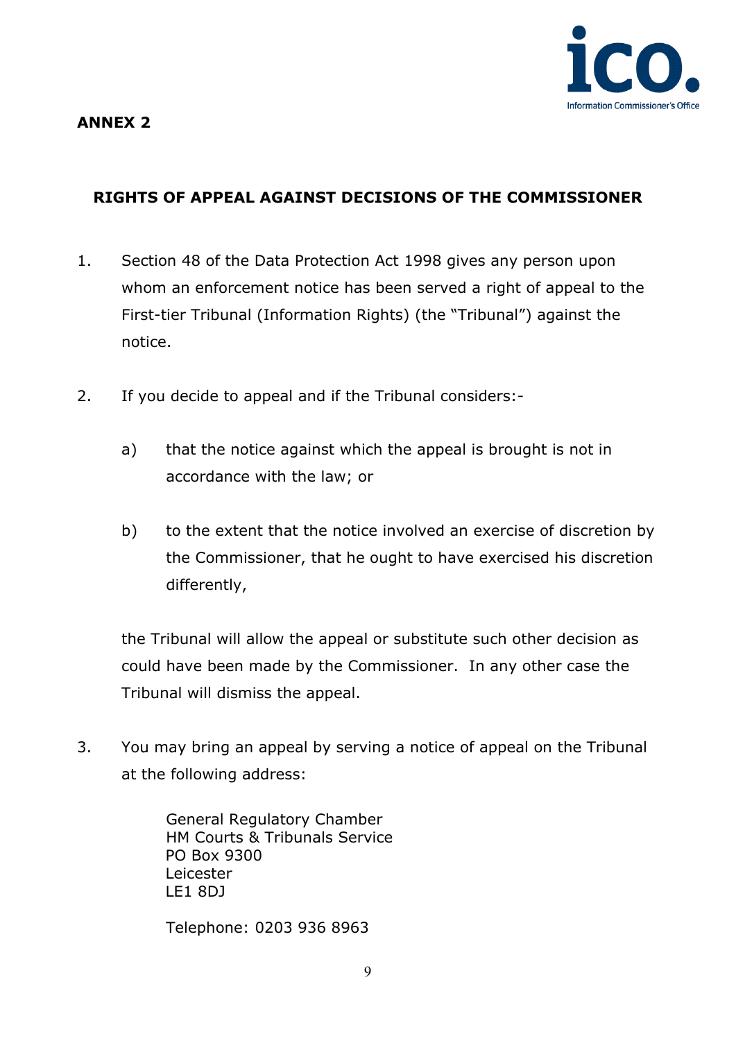**ANNEX 2**

## RIGHTS OF APPEAL AGAINST DECISIONS OF THE COMMISSIONER

1. Section 48 of the Data Protection Act 1998 gives any person upon whom an enforcement notice has been served a right of appeal to the First-tier Tribunal (Information Rights) (the "Tribunal") against the notice.

2. If you decide to appeal and if the Tribunal considers:-

   a) that the notice against which the appeal is brought is not in accordance with the law; or

   b) to the extent that the notice involved an exercise of discretion by the Commissioner, that he ought to have exercised his discretion differently,

   the Tribunal will allow the appeal or substitute such other decision as could have been made by the Commissioner. In any other case the Tribunal will dismiss the appeal.

3. You may bring an appeal by serving a notice of appeal on the Tribunal at the following address:

   General Regulatory Chamber
   HM Courts & Tribunals Service
   PO Box 9300
   Leicester
   LE1 8DJ

   Telephone: 0203 936 8963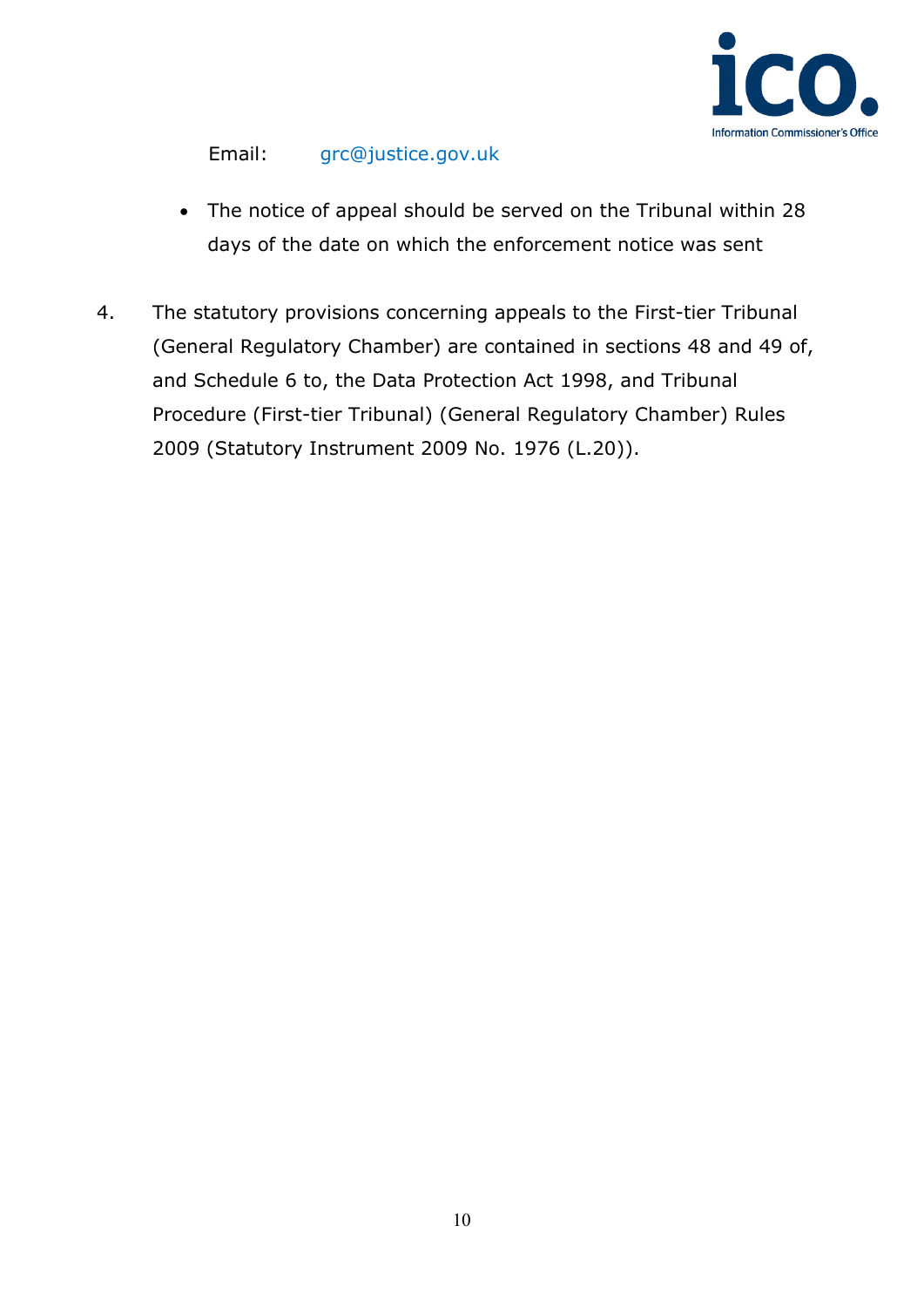Email: grc@justice.gov.uk

- The notice of appeal should be served on the Tribunal within 28 days of the date on which the enforcement notice was sent

4. The statutory provisions concerning appeals to the First-tier Tribunal (General Regulatory Chamber) are contained in sections 48 and 49 of, and Schedule 6 to, the Data Protection Act 1998, and Tribunal Procedure (First-tier Tribunal) (General Regulatory Chamber) Rules 2009 (Statutory Instrument 2009 No. 1976 (L.20)).